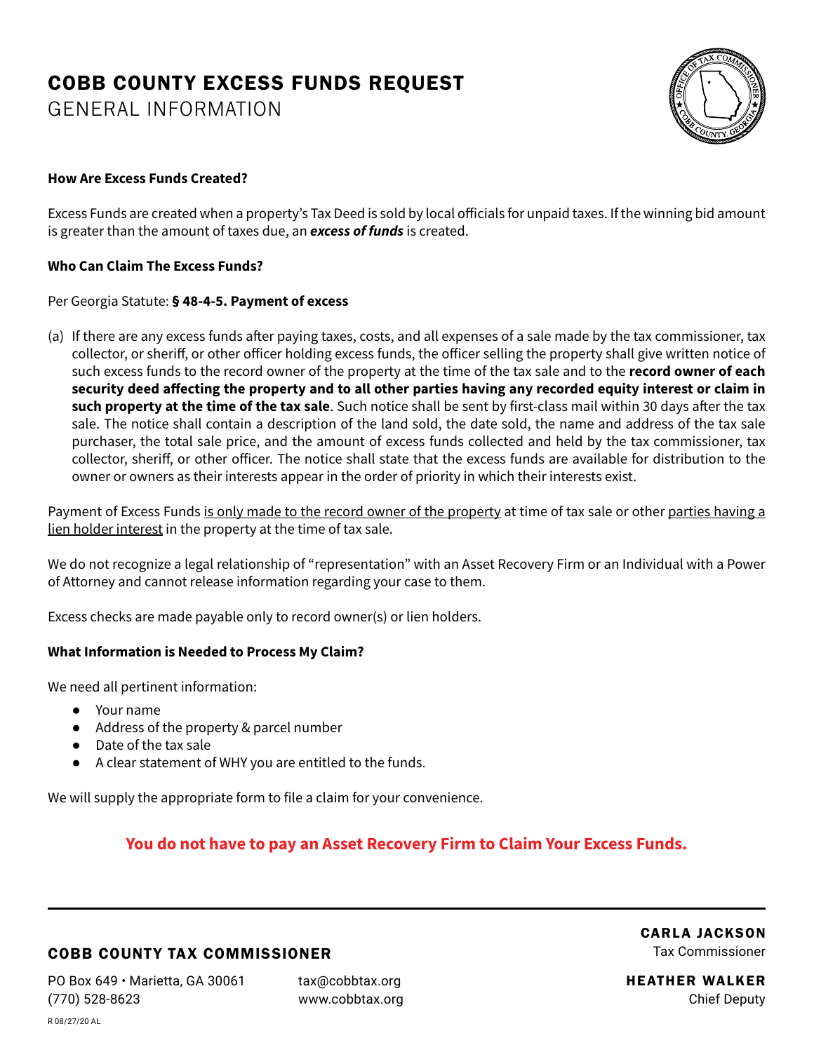# COBB COUNTY EXCESS FUNDS REQUEST

## GENERAL INFORMATION

**How Are Excess Funds Created?**

Excess Funds are created when a property's Tax Deed is sold by local officials for unpaid taxes. If the winning bid amount is greater than the amount of taxes due, an ***excess of funds*** is created.

**Who Can Claim The Excess Funds?**

Per Georgia Statute: **§ 48-4-5. Payment of excess**

(a) If there are any excess funds after paying taxes, costs, and all expenses of a sale made by the tax commissioner, tax collector, or sheriff, or other officer holding excess funds, the officer selling the property shall give written notice of such excess funds to the record owner of the property at the time of the tax sale and to the **record owner of each security deed affecting the property and to all other parties having any recorded equity interest or claim in such property at the time of the tax sale**. Such notice shall be sent by first-class mail within 30 days after the tax sale. The notice shall contain a description of the land sold, the date sold, the name and address of the tax sale purchaser, the total sale price, and the amount of excess funds collected and held by the tax commissioner, tax collector, sheriff, or other officer. The notice shall state that the excess funds are available for distribution to the owner or owners as their interests appear in the order of priority in which their interests exist.

Payment of Excess Funds <u>is only made to the record owner of the property</u> at time of tax sale or other <u>parties having a lien holder interest</u> in the property at the time of tax sale.

We do not recognize a legal relationship of "representation" with an Asset Recovery Firm or an Individual with a Power of Attorney and cannot release information regarding your case to them.

Excess checks are made payable only to record owner(s) or lien holders.

**What Information is Needed to Process My Claim?**

We need all pertinent information:

- Your name
- Address of the property & parcel number
- Date of the tax sale
- A clear statement of WHY you are entitled to the funds.

We will supply the appropriate form to file a claim for your convenience.

**You do not have to pay an Asset Recovery Firm to Claim Your Excess Funds.**

---

**COBB COUNTY TAX COMMISSIONER**

PO Box 649 • Marietta, GA 30061
(770) 528-8623

tax@cobbtax.org
www.cobbtax.org

**CARLA JACKSON**
Tax Commissioner

**HEATHER WALKER**
Chief Deputy

R 08/27/20 AL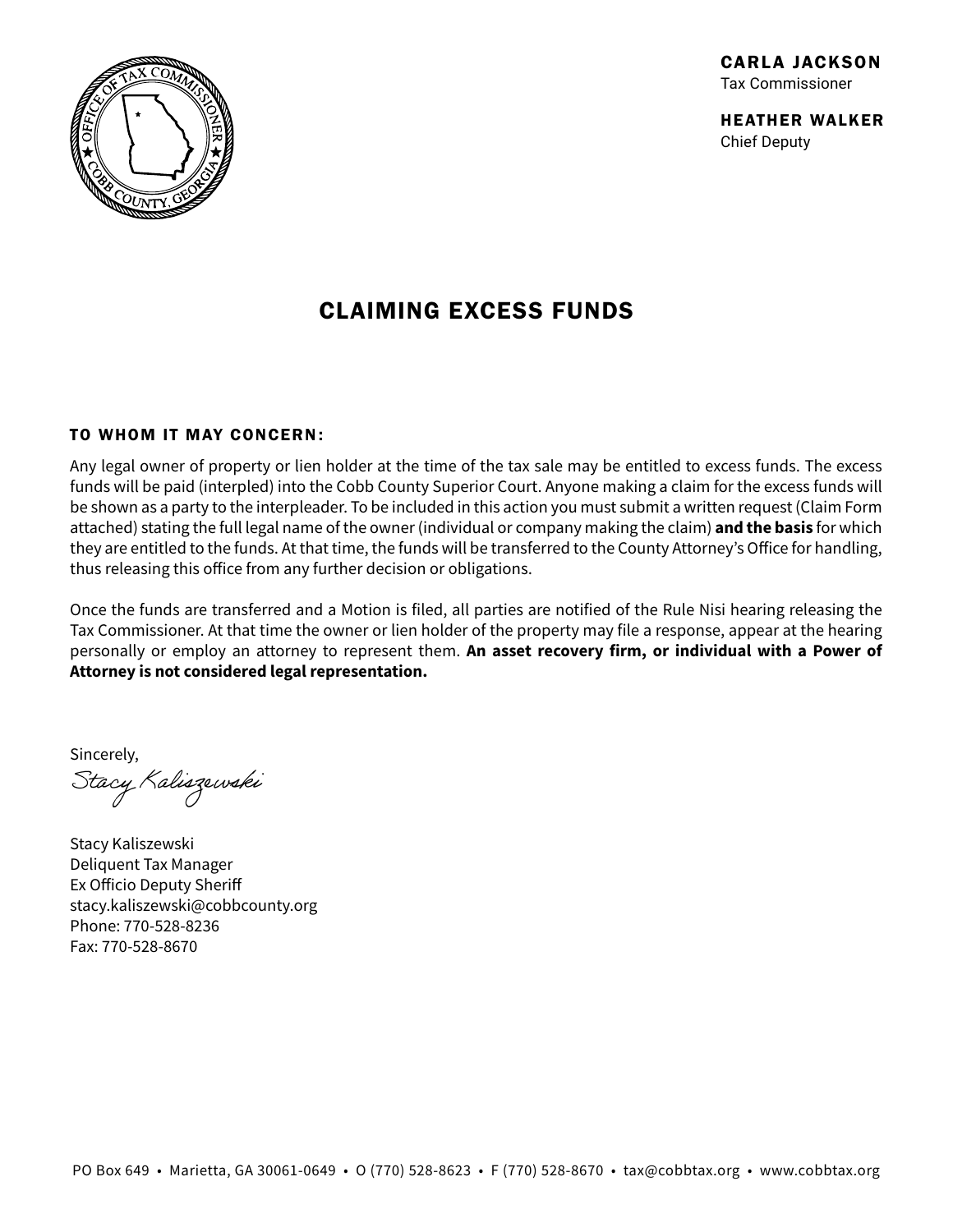**CARLA JACKSON**
Tax Commissioner

**HEATHER WALKER**
Chief Deputy

# CLAIMING EXCESS FUNDS

**TO WHOM IT MAY CONCERN:**

Any legal owner of property or lien holder at the time of the tax sale may be entitled to excess funds. The excess funds will be paid (interpled) into the Cobb County Superior Court. Anyone making a claim for the excess funds will be shown as a party to the interpleader. To be included in this action you must submit a written request (Claim Form attached) stating the full legal name of the owner (individual or company making the claim) **and the basis** for which they are entitled to the funds. At that time, the funds will be transferred to the County Attorney's Office for handling, thus releasing this office from any further decision or obligations.

Once the funds are transferred and a Motion is filed, all parties are notified of the Rule Nisi hearing releasing the Tax Commissioner. At that time the owner or lien holder of the property may file a response, appear at the hearing personally or employ an attorney to represent them. **An asset recovery firm, or individual with a Power of Attorney is not considered legal representation.**

Sincerely,

*Stacy Kaliszewski*

Stacy Kaliszewski
Deliquent Tax Manager
Ex Officio Deputy Sheriff
stacy.kaliszewski@cobbcounty.org
Phone: 770-528-8236
Fax: 770-528-8670

PO Box 649 • Marietta, GA 30061-0649 • O (770) 528-8623 • F (770) 528-8670 • tax@cobbtax.org • www.cobbtax.org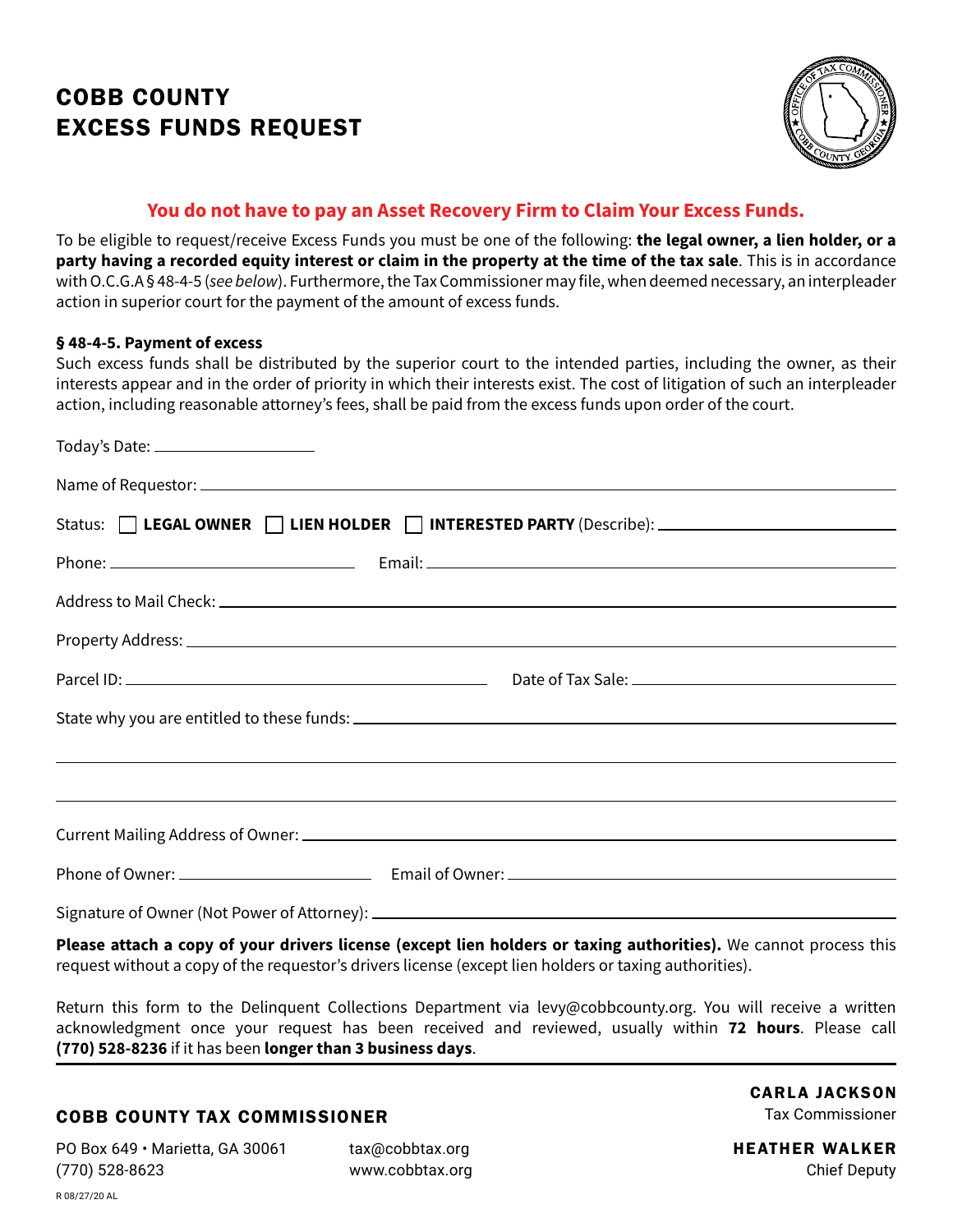# COBB COUNTY EXCESS FUNDS REQUEST

**You do not have to pay an Asset Recovery Firm to Claim Your Excess Funds.**

To be eligible to request/receive Excess Funds you must be one of the following: **the legal owner, a lien holder, or a party having a recorded equity interest or claim in the property at the time of the tax sale**. This is in accordance with O.C.G.A § 48-4-5 (*see below*). Furthermore, the Tax Commissioner may file, when deemed necessary, an interpleader action in superior court for the payment of the amount of excess funds.

**§ 48-4-5. Payment of excess**

Such excess funds shall be distributed by the superior court to the intended parties, including the owner, as their interests appear and in the order of priority in which their interests exist. The cost of litigation of such an interpleader action, including reasonable attorney's fees, shall be paid from the excess funds upon order of the court.

Today's Date: ____________________

Name of Requestor: ____________________

Status: ☐ **LEGAL OWNER** ☐ **LIEN HOLDER** ☐ **INTERESTED PARTY** (Describe): ____________________

Phone: ____________________ Email: ____________________

Address to Mail Check: ____________________

Property Address: ____________________

Parcel ID: ____________________ Date of Tax Sale: ____________________

State why you are entitled to these funds: ____________________

____________________

____________________

Current Mailing Address of Owner: ____________________

Phone of Owner: ____________________ Email of Owner: ____________________

Signature of Owner (Not Power of Attorney): ____________________

**Please attach a copy of your drivers license (except lien holders or taxing authorities).** We cannot process this request without a copy of the requestor's drivers license (except lien holders or taxing authorities).

Return this form to the Delinquent Collections Department via levy@cobbcounty.org. You will receive a written acknowledgment once your request has been received and reviewed, usually within **72 hours**. Please call **(770) 528-8236** if it has been **longer than 3 business days**.

---

**COBB COUNTY TAX COMMISSIONER**

PO Box 649 • Marietta, GA 30061
(770) 528-8623

tax@cobbtax.org
www.cobbtax.org

**CARLA JACKSON**
Tax Commissioner

**HEATHER WALKER**
Chief Deputy

R 08/27/20 AL